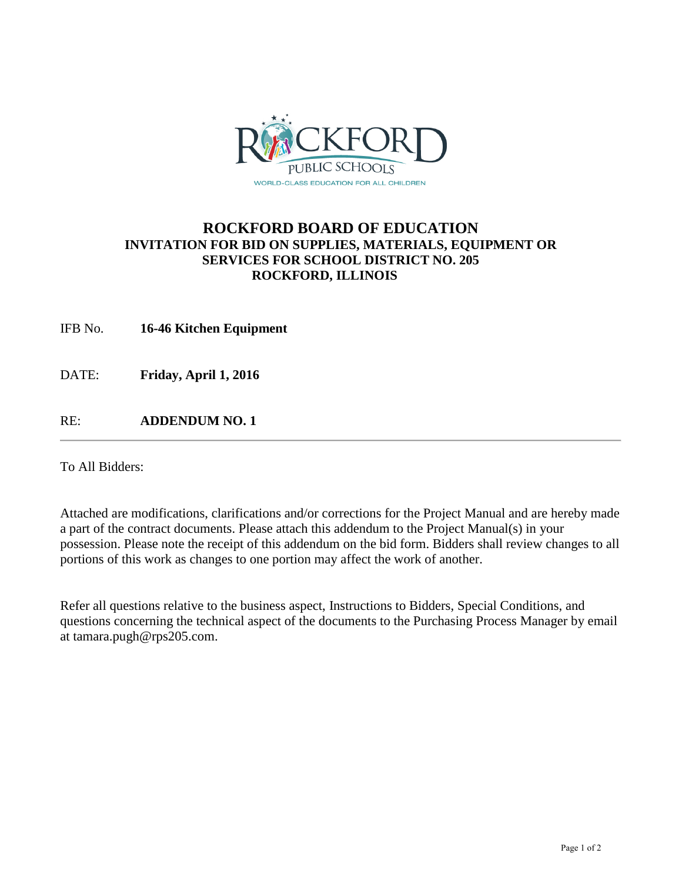ROCKFORD PUBLIC SCHOOLS
WORLD-CLASS EDUCATION FOR ALL CHILDREN

# ROCKFORD BOARD OF EDUCATION

## INVITATION FOR BID ON SUPPLIES, MATERIALS, EQUIPMENT OR SERVICES FOR SCHOOL DISTRICT NO. 205 ROCKFORD, ILLINOIS

IFB No. **16-46 Kitchen Equipment**

DATE: **Friday, April 1, 2016**

RE: **ADDENDUM NO. 1**

---

To All Bidders:

Attached are modifications, clarifications and/or corrections for the Project Manual and are hereby made a part of the contract documents. Please attach this addendum to the Project Manual(s) in your possession. Please note the receipt of this addendum on the bid form. Bidders shall review changes to all portions of this work as changes to one portion may affect the work of another.

Refer all questions relative to the business aspect, Instructions to Bidders, Special Conditions, and questions concerning the technical aspect of the documents to the Purchasing Process Manager by email at tamara.pugh@rps205.com.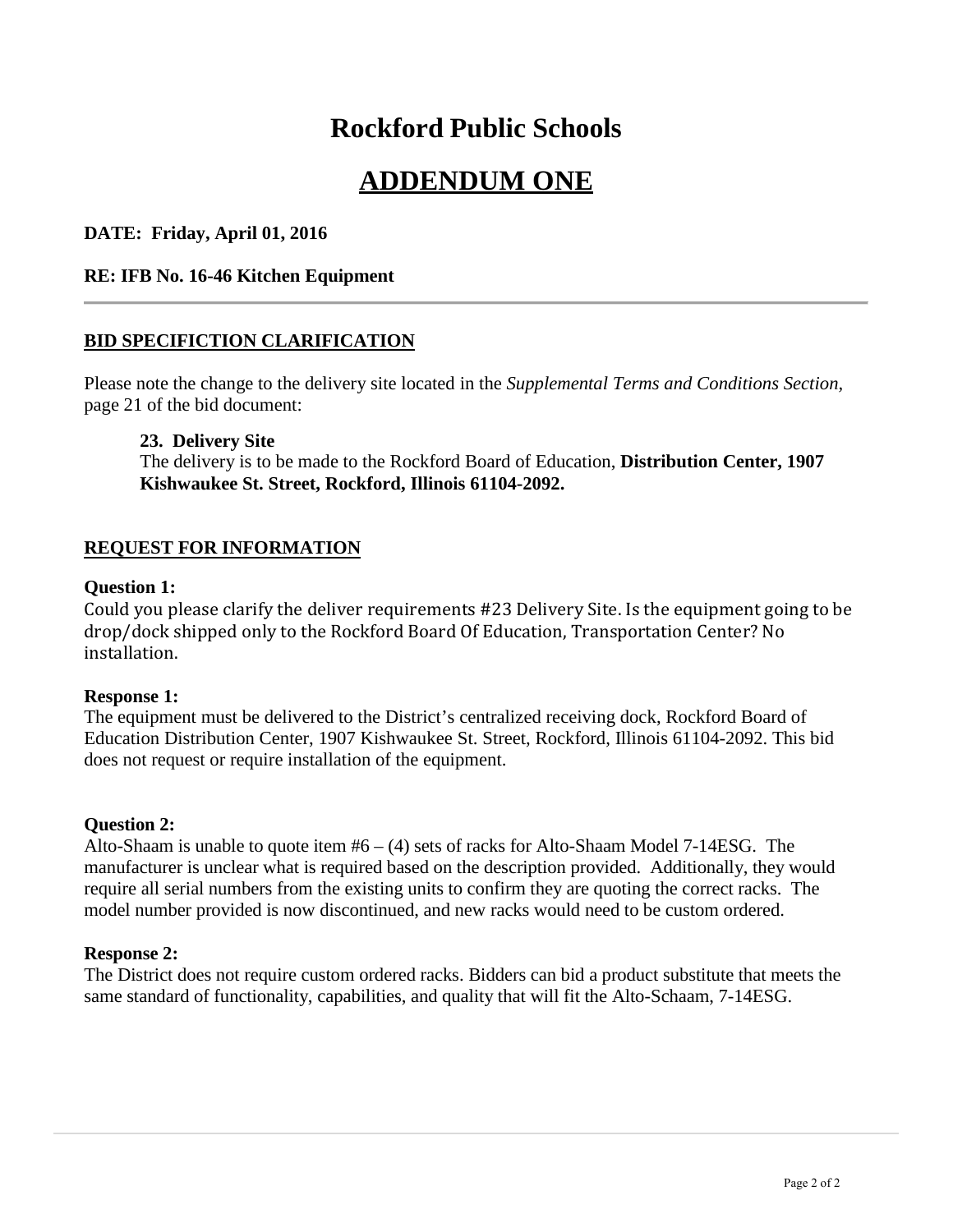# Rockford Public Schools

## ADDENDUM ONE

**DATE: Friday, April 01, 2016**

**RE: IFB No. 16-46 Kitchen Equipment**

---

**BID SPECIFICTION CLARIFICATION**

Please note the change to the delivery site located in the *Supplemental Terms and Conditions Section*, page 21 of the bid document:

> **23. Delivery Site**
> The delivery is to be made to the Rockford Board of Education, **Distribution Center, 1907 Kishwaukee St. Street, Rockford, Illinois 61104-2092.**

**REQUEST FOR INFORMATION**

**Question 1:**
Could you please clarify the deliver requirements #23 Delivery Site. Is the equipment going to be drop/dock shipped only to the Rockford Board Of Education, Transportation Center? No installation.

**Response 1:**
The equipment must be delivered to the District's centralized receiving dock, Rockford Board of Education Distribution Center, 1907 Kishwaukee St. Street, Rockford, Illinois 61104-2092. This bid does not request or require installation of the equipment.

**Question 2:**
Alto-Shaam is unable to quote item #6 – (4) sets of racks for Alto-Shaam Model 7-14ESG. The manufacturer is unclear what is required based on the description provided. Additionally, they would require all serial numbers from the existing units to confirm they are quoting the correct racks. The model number provided is now discontinued, and new racks would need to be custom ordered.

**Response 2:**
The District does not require custom ordered racks. Bidders can bid a product substitute that meets the same standard of functionality, capabilities, and quality that will fit the Alto-Schaam, 7-14ESG.